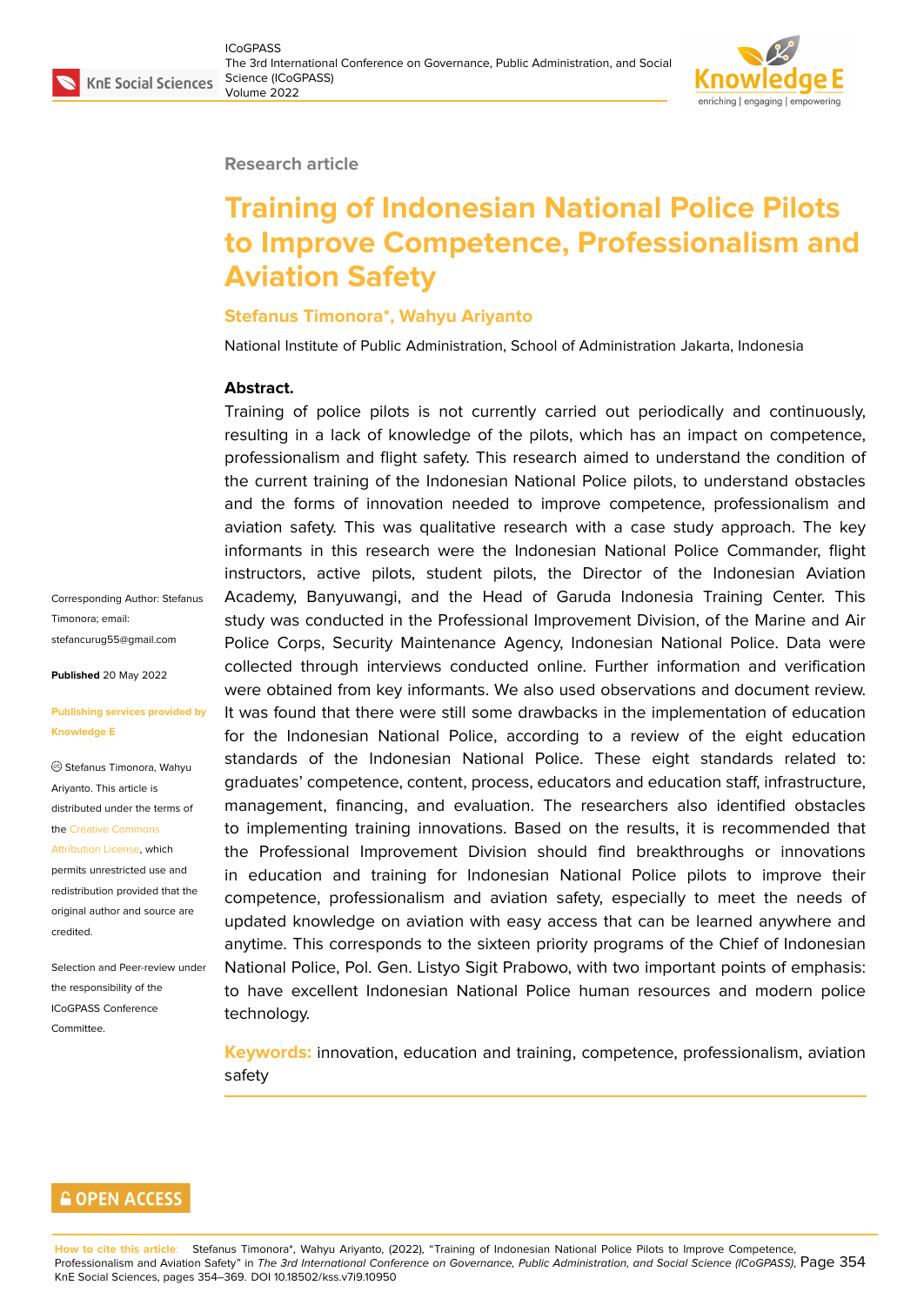Research article

# Training of Indonesian National Police Pilots to Improve Competence, Professionalism and Aviation Safety

**Stefanus Timonora*, Wahyu Ariyanto**

National Institute of Public Administration, School of Administration Jakarta, Indonesia

**Abstract.**

Training of police pilots is not currently carried out periodically and continuously, resulting in a lack of knowledge of the pilots, which has an impact on competence, professionalism and flight safety. This research aimed to understand the condition of the current training of the Indonesian National Police pilots, to understand obstacles and the forms of innovation needed to improve competence, professionalism and aviation safety. This was qualitative research with a case study approach. The key informants in this research were the Indonesian National Police Commander, flight instructors, active pilots, student pilots, the Director of the Indonesian Aviation Academy, Banyuwangi, and the Head of Garuda Indonesia Training Center. This study was conducted in the Professional Improvement Division, of the Marine and Air Police Corps, Security Maintenance Agency, Indonesian National Police. Data were collected through interviews conducted online. Further information and verification were obtained from key informants. We also used observations and document review. It was found that there were still some drawbacks in the implementation of education for the Indonesian National Police, according to a review of the eight education standards of the Indonesian National Police. These eight standards related to: graduates' competence, content, process, educators and education staff, infrastructure, management, financing, and evaluation. The researchers also identified obstacles to implementing training innovations. Based on the results, it is recommended that the Professional Improvement Division should find breakthroughs or innovations in education and training for Indonesian National Police pilots to improve their competence, professionalism and aviation safety, especially to meet the needs of updated knowledge on aviation with easy access that can be learned anywhere and anytime. This corresponds to the sixteen priority programs of the Chief of Indonesian National Police, Pol. Gen. Listyo Sigit Prabowo, with two important points of emphasis: to have excellent Indonesian National Police human resources and modern police technology.

**Keywords:** innovation, education and training, competence, professionalism, aviation safety

Corresponding Author: Stefanus Timonora; email: stefancurug55@gmail.com

**Published** 20 May 2022

**Publishing services provided by Knowledge E**

© Stefanus Timonora, Wahyu Ariyanto. This article is distributed under the terms of the Creative Commons Attribution License, which permits unrestricted use and redistribution provided that the original author and source are credited.

Selection and Peer-review under the responsibility of the ICoGPASS Conference Committee.

OPEN ACCESS

How to cite this article: Stefanus Timonora*, Wahyu Ariyanto, (2022), "Training of Indonesian National Police Pilots to Improve Competence, Professionalism and Aviation Safety" in *The 3rd International Conference on Governance, Public Administration, and Social Science (ICoGPASS)*, KnE Social Sciences, pages 354–369. DOI 10.18502/kss.v7i9.10950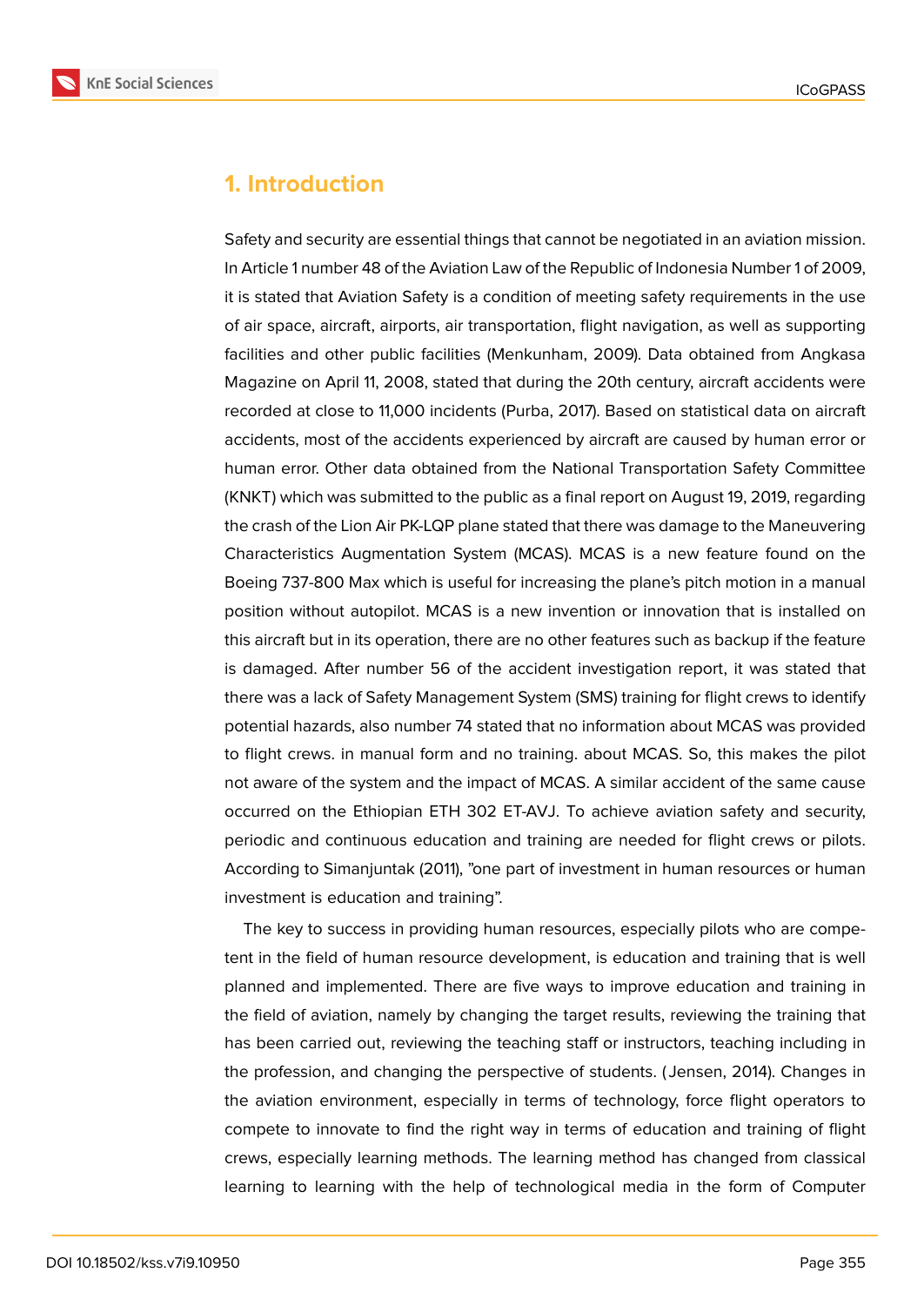## 1. Introduction

Safety and security are essential things that cannot be negotiated in an aviation mission. In Article 1 number 48 of the Aviation Law of the Republic of Indonesia Number 1 of 2009, it is stated that Aviation Safety is a condition of meeting safety requirements in the use of air space, aircraft, airports, air transportation, flight navigation, as well as supporting facilities and other public facilities (Menkunham, 2009). Data obtained from Angkasa Magazine on April 11, 2008, stated that during the 20th century, aircraft accidents were recorded at close to 11,000 incidents (Purba, 2017). Based on statistical data on aircraft accidents, most of the accidents experienced by aircraft are caused by human error or human error. Other data obtained from the National Transportation Safety Committee (KNKT) which was submitted to the public as a final report on August 19, 2019, regarding the crash of the Lion Air PK-LQP plane stated that there was damage to the Maneuvering Characteristics Augmentation System (MCAS). MCAS is a new feature found on the Boeing 737-800 Max which is useful for increasing the plane's pitch motion in a manual position without autopilot. MCAS is a new invention or innovation that is installed on this aircraft but in its operation, there are no other features such as backup if the feature is damaged. After number 56 of the accident investigation report, it was stated that there was a lack of Safety Management System (SMS) training for flight crews to identify potential hazards, also number 74 stated that no information about MCAS was provided to flight crews. in manual form and no training. about MCAS. So, this makes the pilot not aware of the system and the impact of MCAS. A similar accident of the same cause occurred on the Ethiopian ETH 302 ET-AVJ. To achieve aviation safety and security, periodic and continuous education and training are needed for flight crews or pilots. According to Simanjuntak (2011), "one part of investment in human resources or human investment is education and training".

The key to success in providing human resources, especially pilots who are competent in the field of human resource development, is education and training that is well planned and implemented. There are five ways to improve education and training in the field of aviation, namely by changing the target results, reviewing the training that has been carried out, reviewing the teaching staff or instructors, teaching including in the profession, and changing the perspective of students. (Jensen, 2014). Changes in the aviation environment, especially in terms of technology, force flight operators to compete to innovate to find the right way in terms of education and training of flight crews, especially learning methods. The learning method has changed from classical learning to learning with the help of technological media in the form of Computer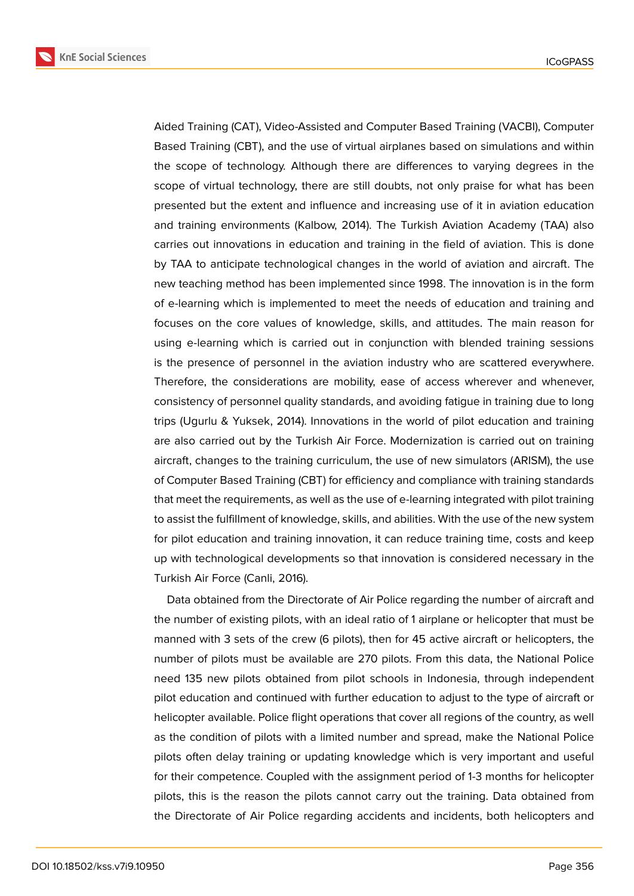Aided Training (CAT), Video-Assisted and Computer Based Training (VACBI), Computer Based Training (CBT), and the use of virtual airplanes based on simulations and within the scope of technology. Although there are differences to varying degrees in the scope of virtual technology, there are still doubts, not only praise for what has been presented but the extent and influence and increasing use of it in aviation education and training environments (Kalbow, 2014). The Turkish Aviation Academy (TAA) also carries out innovations in education and training in the field of aviation. This is done by TAA to anticipate technological changes in the world of aviation and aircraft. The new teaching method has been implemented since 1998. The innovation is in the form of e-learning which is implemented to meet the needs of education and training and focuses on the core values of knowledge, skills, and attitudes. The main reason for using e-learning which is carried out in conjunction with blended training sessions is the presence of personnel in the aviation industry who are scattered everywhere. Therefore, the considerations are mobility, ease of access wherever and whenever, consistency of personnel quality standards, and avoiding fatigue in training due to long trips (Ugurlu & Yuksek, 2014). Innovations in the world of pilot education and training are also carried out by the Turkish Air Force. Modernization is carried out on training aircraft, changes to the training curriculum, the use of new simulators (ARISM), the use of Computer Based Training (CBT) for efficiency and compliance with training standards that meet the requirements, as well as the use of e-learning integrated with pilot training to assist the fulfillment of knowledge, skills, and abilities. With the use of the new system for pilot education and training innovation, it can reduce training time, costs and keep up with technological developments so that innovation is considered necessary in the Turkish Air Force (Canli, 2016).

Data obtained from the Directorate of Air Police regarding the number of aircraft and the number of existing pilots, with an ideal ratio of 1 airplane or helicopter that must be manned with 3 sets of the crew (6 pilots), then for 45 active aircraft or helicopters, the number of pilots must be available are 270 pilots. From this data, the National Police need 135 new pilots obtained from pilot schools in Indonesia, through independent pilot education and continued with further education to adjust to the type of aircraft or helicopter available. Police flight operations that cover all regions of the country, as well as the condition of pilots with a limited number and spread, make the National Police pilots often delay training or updating knowledge which is very important and useful for their competence. Coupled with the assignment period of 1-3 months for helicopter pilots, this is the reason the pilots cannot carry out the training. Data obtained from the Directorate of Air Police regarding accidents and incidents, both helicopters and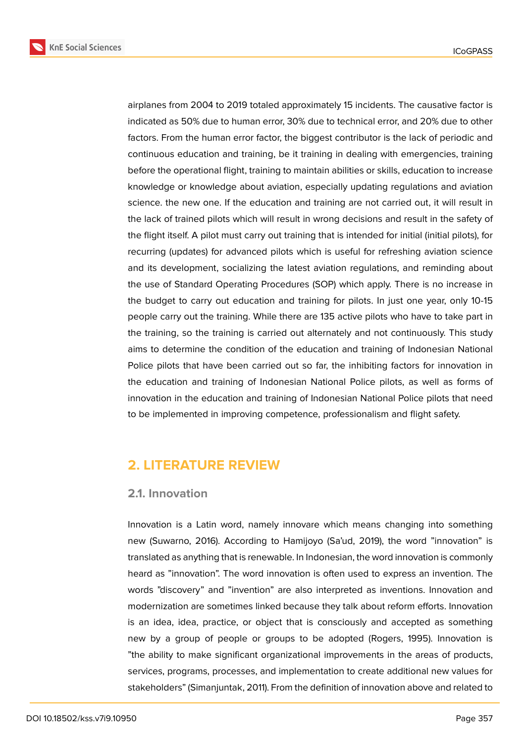airplanes from 2004 to 2019 totaled approximately 15 incidents. The causative factor is indicated as 50% due to human error, 30% due to technical error, and 20% due to other factors. From the human error factor, the biggest contributor is the lack of periodic and continuous education and training, be it training in dealing with emergencies, training before the operational flight, training to maintain abilities or skills, education to increase knowledge or knowledge about aviation, especially updating regulations and aviation science. the new one. If the education and training are not carried out, it will result in the lack of trained pilots which will result in wrong decisions and result in the safety of the flight itself. A pilot must carry out training that is intended for initial (initial pilots), for recurring (updates) for advanced pilots which is useful for refreshing aviation science and its development, socializing the latest aviation regulations, and reminding about the use of Standard Operating Procedures (SOP) which apply. There is no increase in the budget to carry out education and training for pilots. In just one year, only 10-15 people carry out the training. While there are 135 active pilots who have to take part in the training, so the training is carried out alternately and not continuously. This study aims to determine the condition of the education and training of Indonesian National Police pilots that have been carried out so far, the inhibiting factors for innovation in the education and training of Indonesian National Police pilots, as well as forms of innovation in the education and training of Indonesian National Police pilots that need to be implemented in improving competence, professionalism and flight safety.

## 2. LITERATURE REVIEW

### 2.1. Innovation

Innovation is a Latin word, namely innovare which means changing into something new (Suwarno, 2016). According to Hamijoyo (Sa'ud, 2019), the word "innovation" is translated as anything that is renewable. In Indonesian, the word innovation is commonly heard as "innovation". The word innovation is often used to express an invention. The words "discovery" and "invention" are also interpreted as inventions. Innovation and modernization are sometimes linked because they talk about reform efforts. Innovation is an idea, idea, practice, or object that is consciously and accepted as something new by a group of people or groups to be adopted (Rogers, 1995). Innovation is "the ability to make significant organizational improvements in the areas of products, services, programs, processes, and implementation to create additional new values for stakeholders" (Simanjuntak, 2011). From the definition of innovation above and related to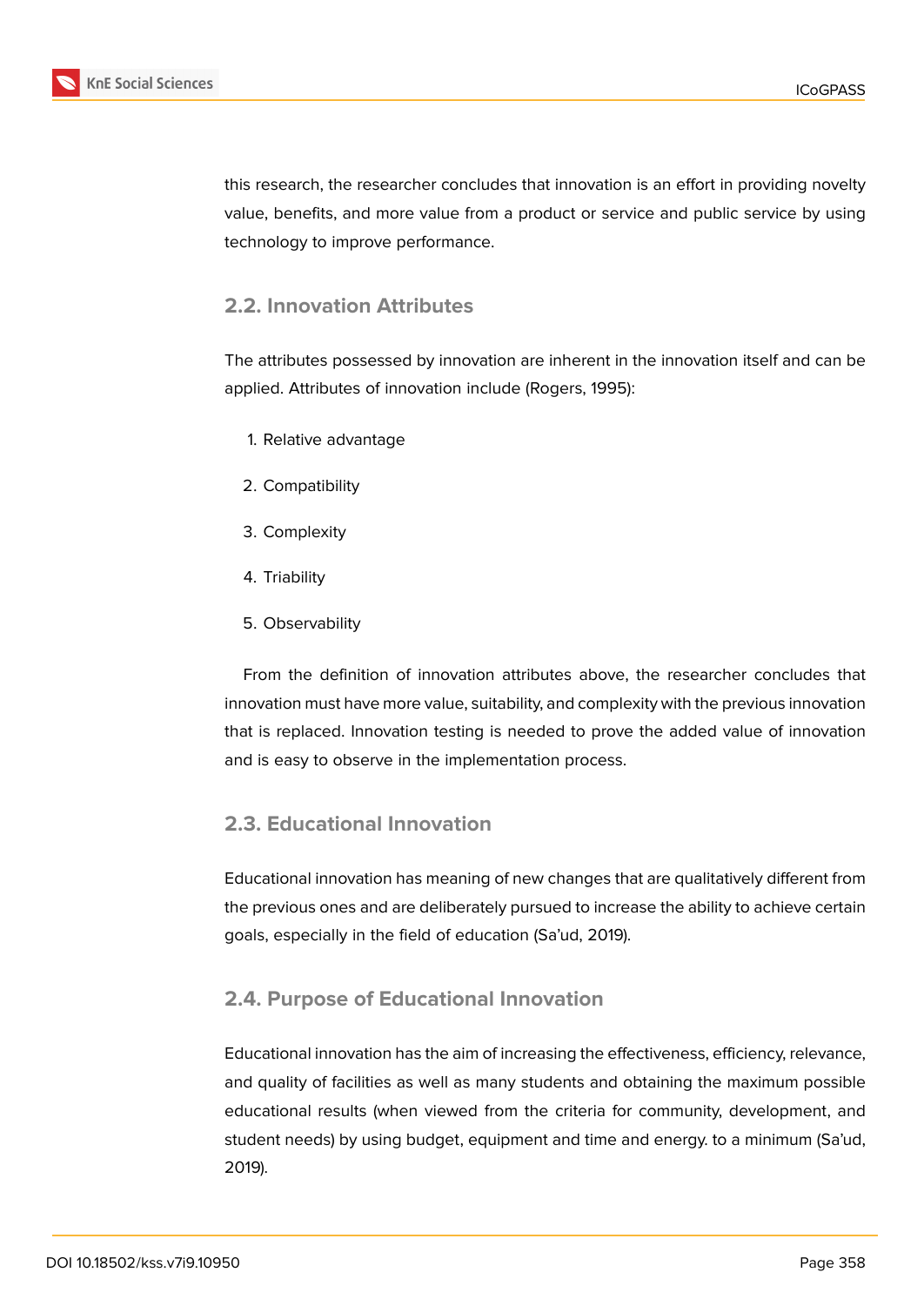this research, the researcher concludes that innovation is an effort in providing novelty value, benefits, and more value from a product or service and public service by using technology to improve performance.

## 2.2. Innovation Attributes

The attributes possessed by innovation are inherent in the innovation itself and can be applied. Attributes of innovation include (Rogers, 1995):

1. Relative advantage
2. Compatibility
3. Complexity
4. Triability
5. Observability

From the definition of innovation attributes above, the researcher concludes that innovation must have more value, suitability, and complexity with the previous innovation that is replaced. Innovation testing is needed to prove the added value of innovation and is easy to observe in the implementation process.

## 2.3. Educational Innovation

Educational innovation has meaning of new changes that are qualitatively different from the previous ones and are deliberately pursued to increase the ability to achieve certain goals, especially in the field of education (Sa'ud, 2019).

## 2.4. Purpose of Educational Innovation

Educational innovation has the aim of increasing the effectiveness, efficiency, relevance, and quality of facilities as well as many students and obtaining the maximum possible educational results (when viewed from the criteria for community, development, and student needs) by using budget, equipment and time and energy. to a minimum (Sa'ud, 2019).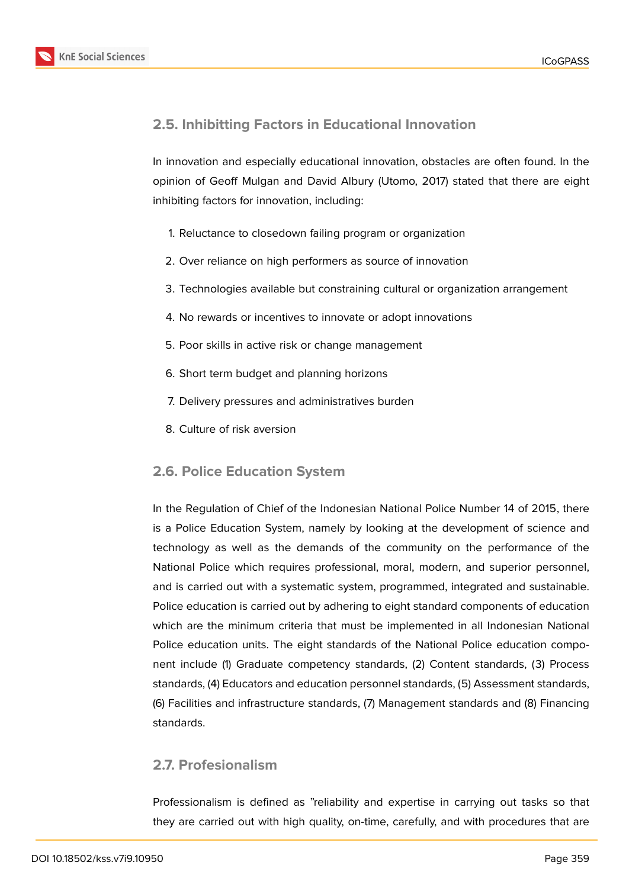### 2.5. Inhibitting Factors in Educational Innovation

In innovation and especially educational innovation, obstacles are often found. In the opinion of Geoff Mulgan and David Albury (Utomo, 2017) stated that there are eight inhibiting factors for innovation, including:

1. Reluctance to closedown failing program or organization
2. Over reliance on high performers as source of innovation
3. Technologies available but constraining cultural or organization arrangement
4. No rewards or incentives to innovate or adopt innovations
5. Poor skills in active risk or change management
6. Short term budget and planning horizons
7. Delivery pressures and administratives burden
8. Culture of risk aversion

### 2.6. Police Education System

In the Regulation of Chief of the Indonesian National Police Number 14 of 2015, there is a Police Education System, namely by looking at the development of science and technology as well as the demands of the community on the performance of the National Police which requires professional, moral, modern, and superior personnel, and is carried out with a systematic system, programmed, integrated and sustainable. Police education is carried out by adhering to eight standard components of education which are the minimum criteria that must be implemented in all Indonesian National Police education units. The eight standards of the National Police education component include (1) Graduate competency standards, (2) Content standards, (3) Process standards, (4) Educators and education personnel standards, (5) Assessment standards, (6) Facilities and infrastructure standards, (7) Management standards and (8) Financing standards.

### 2.7. Profesionalism

Professionalism is defined as "reliability and expertise in carrying out tasks so that they are carried out with high quality, on-time, carefully, and with procedures that are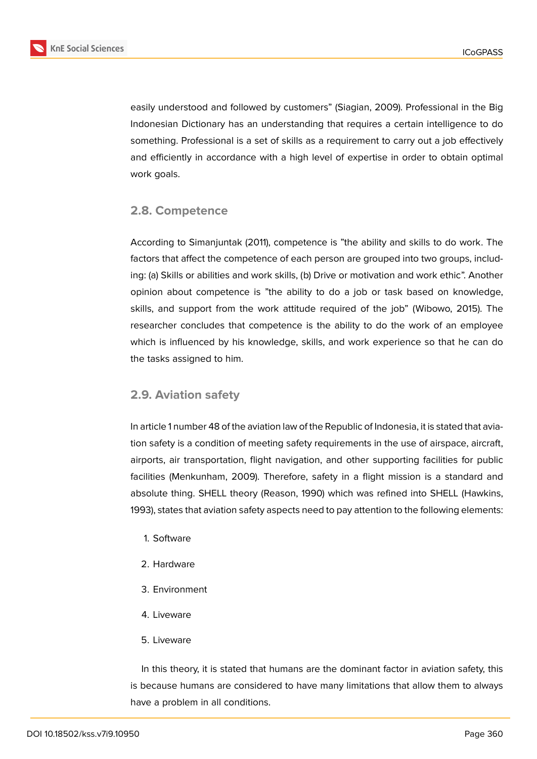easily understood and followed by customers" (Siagian, 2009). Professional in the Big Indonesian Dictionary has an understanding that requires a certain intelligence to do something. Professional is a set of skills as a requirement to carry out a job effectively and efficiently in accordance with a high level of expertise in order to obtain optimal work goals.

## 2.8. Competence

According to Simanjuntak (2011), competence is "the ability and skills to do work. The factors that affect the competence of each person are grouped into two groups, including: (a) Skills or abilities and work skills, (b) Drive or motivation and work ethic". Another opinion about competence is "the ability to do a job or task based on knowledge, skills, and support from the work attitude required of the job" (Wibowo, 2015). The researcher concludes that competence is the ability to do the work of an employee which is influenced by his knowledge, skills, and work experience so that he can do the tasks assigned to him.

## 2.9. Aviation safety

In article 1 number 48 of the aviation law of the Republic of Indonesia, it is stated that aviation safety is a condition of meeting safety requirements in the use of airspace, aircraft, airports, air transportation, flight navigation, and other supporting facilities for public facilities (Menkunham, 2009). Therefore, safety in a flight mission is a standard and absolute thing. SHELL theory (Reason, 1990) which was refined into SHELL (Hawkins, 1993), states that aviation safety aspects need to pay attention to the following elements:

1. Software
2. Hardware
3. Environment
4. Liveware
5. Liveware

In this theory, it is stated that humans are the dominant factor in aviation safety, this is because humans are considered to have many limitations that allow them to always have a problem in all conditions.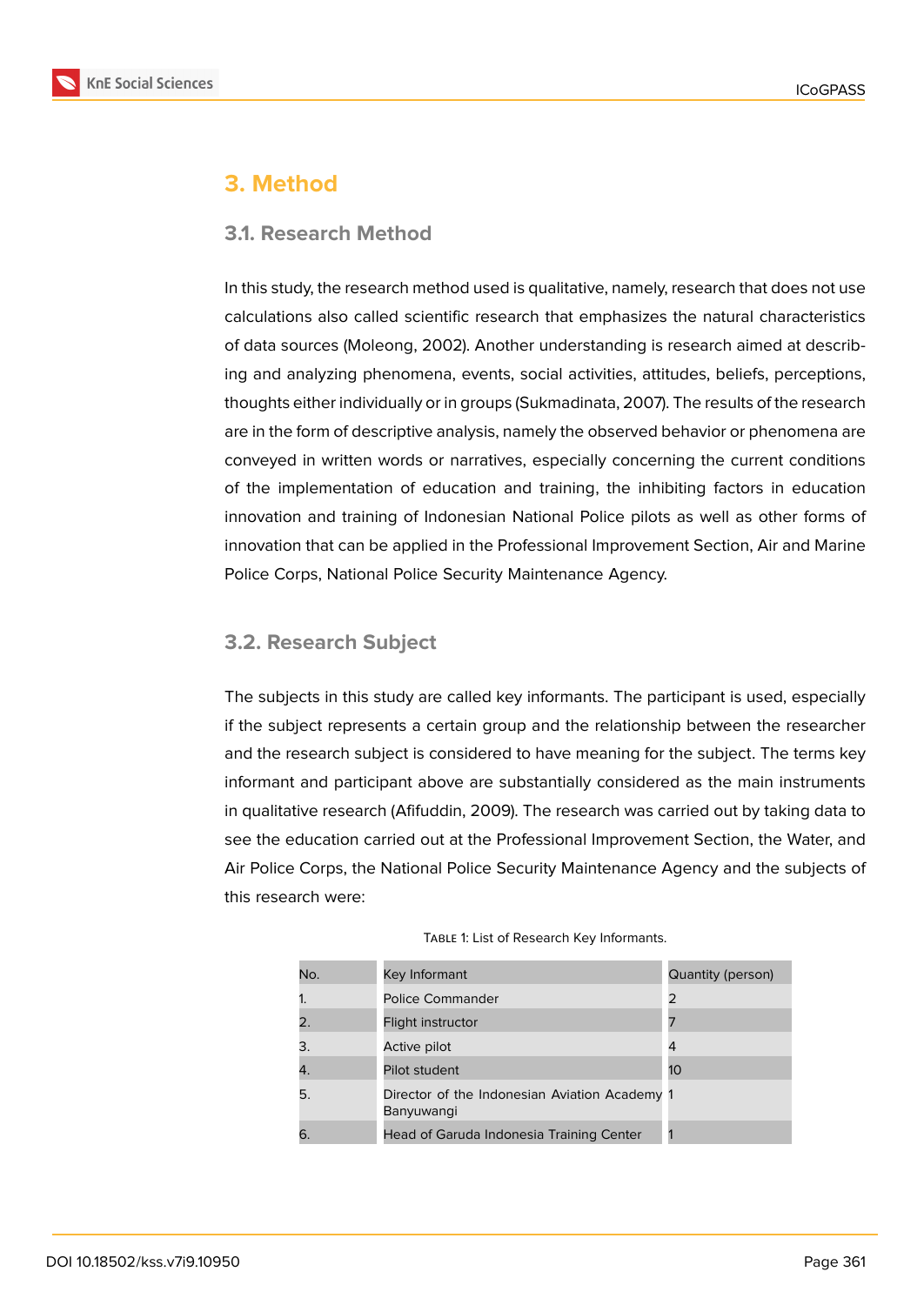# 3. Method

## 3.1. Research Method

In this study, the research method used is qualitative, namely, research that does not use calculations also called scientific research that emphasizes the natural characteristics of data sources (Moleong, 2002). Another understanding is research aimed at describing and analyzing phenomena, events, social activities, attitudes, beliefs, perceptions, thoughts either individually or in groups (Sukmadinata, 2007). The results of the research are in the form of descriptive analysis, namely the observed behavior or phenomena are conveyed in written words or narratives, especially concerning the current conditions of the implementation of education and training, the inhibiting factors in education innovation and training of Indonesian National Police pilots as well as other forms of innovation that can be applied in the Professional Improvement Section, Air and Marine Police Corps, National Police Security Maintenance Agency.

## 3.2. Research Subject

The subjects in this study are called key informants. The participant is used, especially if the subject represents a certain group and the relationship between the researcher and the research subject is considered to have meaning for the subject. The terms key informant and participant above are substantially considered as the main instruments in qualitative research (Afifuddin, 2009). The research was carried out by taking data to see the education carried out at the Professional Improvement Section, the Water, and Air Police Corps, the National Police Security Maintenance Agency and the subjects of this research were:

Table 1: List of Research Key Informants.

| No. | Key Informant | Quantity (person) |
|---|---|---|
| 1. | Police Commander | 2 |
| 2. | Flight instructor | 7 |
| 3. | Active pilot | 4 |
| 4. | Pilot student | 10 |
| 5. | Director of the Indonesian Aviation Academy Banyuwangi | 1 |
| 6. | Head of Garuda Indonesia Training Center | 1 |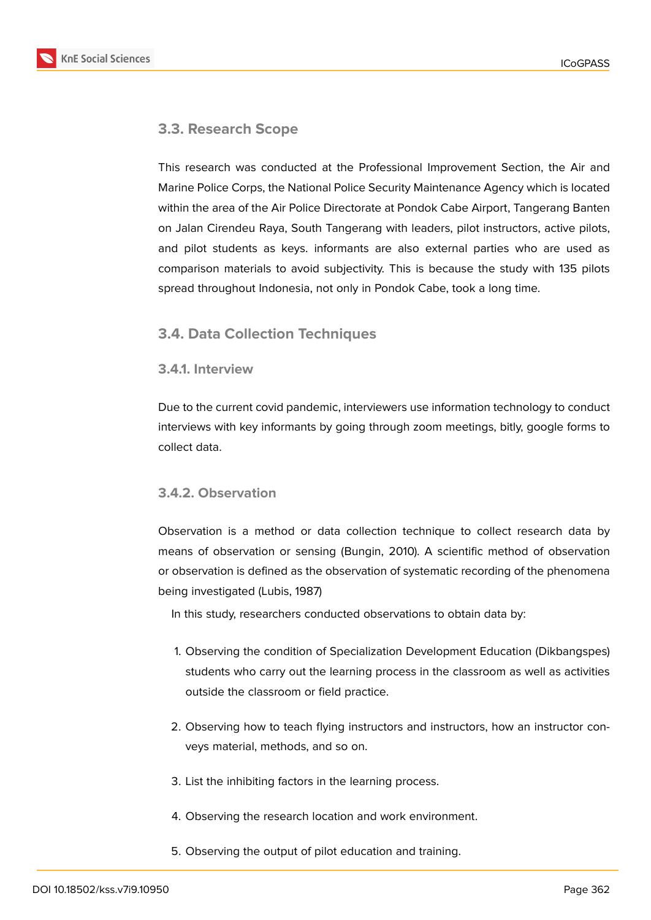## 3.3. Research Scope

This research was conducted at the Professional Improvement Section, the Air and Marine Police Corps, the National Police Security Maintenance Agency which is located within the area of the Air Police Directorate at Pondok Cabe Airport, Tangerang Banten on Jalan Cirendeu Raya, South Tangerang with leaders, pilot instructors, active pilots, and pilot students as keys. informants are also external parties who are used as comparison materials to avoid subjectivity. This is because the study with 135 pilots spread throughout Indonesia, not only in Pondok Cabe, took a long time.

## 3.4. Data Collection Techniques

### 3.4.1. Interview

Due to the current covid pandemic, interviewers use information technology to conduct interviews with key informants by going through zoom meetings, bitly, google forms to collect data.

### 3.4.2. Observation

Observation is a method or data collection technique to collect research data by means of observation or sensing (Bungin, 2010). A scientific method of observation or observation is defined as the observation of systematic recording of the phenomena being investigated (Lubis, 1987)

In this study, researchers conducted observations to obtain data by:

1. Observing the condition of Specialization Development Education (Dikbangspes) students who carry out the learning process in the classroom as well as activities outside the classroom or field practice.
2. Observing how to teach flying instructors and instructors, how an instructor conveys material, methods, and so on.
3. List the inhibiting factors in the learning process.
4. Observing the research location and work environment.
5. Observing the output of pilot education and training.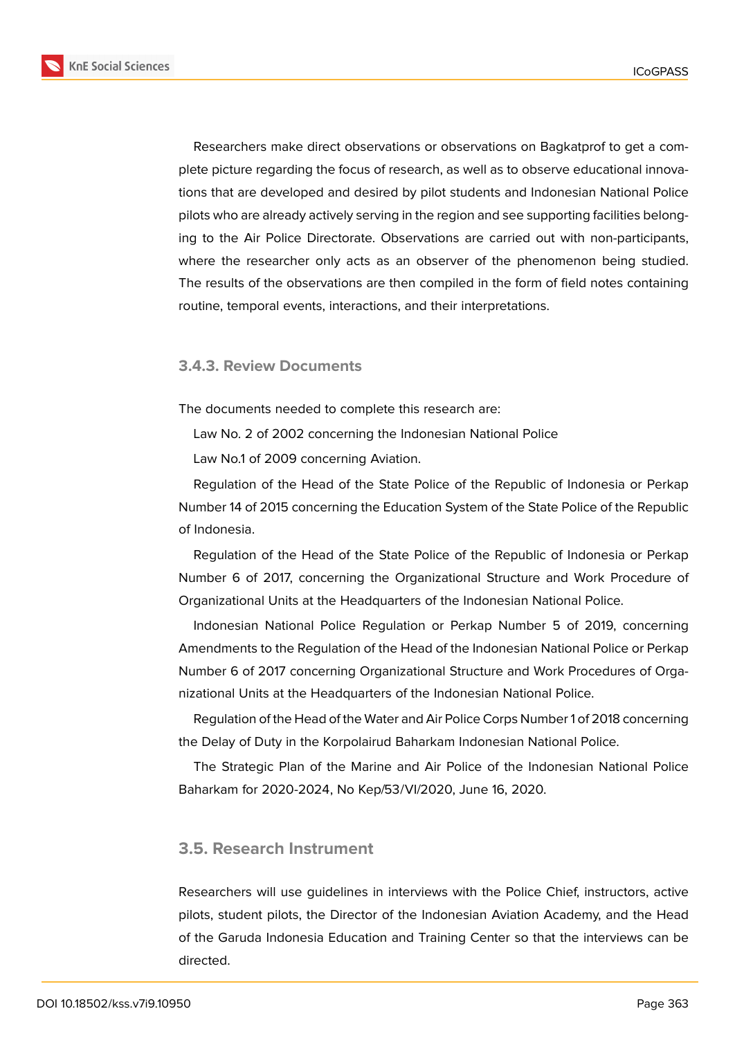Researchers make direct observations or observations on Bagkatprof to get a complete picture regarding the focus of research, as well as to observe educational innovations that are developed and desired by pilot students and Indonesian National Police pilots who are already actively serving in the region and see supporting facilities belonging to the Air Police Directorate. Observations are carried out with non-participants, where the researcher only acts as an observer of the phenomenon being studied. The results of the observations are then compiled in the form of field notes containing routine, temporal events, interactions, and their interpretations.

### 3.4.3. Review Documents

The documents needed to complete this research are:

Law No. 2 of 2002 concerning the Indonesian National Police

Law No.1 of 2009 concerning Aviation.

Regulation of the Head of the State Police of the Republic of Indonesia or Perkap Number 14 of 2015 concerning the Education System of the State Police of the Republic of Indonesia.

Regulation of the Head of the State Police of the Republic of Indonesia or Perkap Number 6 of 2017, concerning the Organizational Structure and Work Procedure of Organizational Units at the Headquarters of the Indonesian National Police.

Indonesian National Police Regulation or Perkap Number 5 of 2019, concerning Amendments to the Regulation of the Head of the Indonesian National Police or Perkap Number 6 of 2017 concerning Organizational Structure and Work Procedures of Organizational Units at the Headquarters of the Indonesian National Police.

Regulation of the Head of the Water and Air Police Corps Number 1 of 2018 concerning the Delay of Duty in the Korpolairud Baharkam Indonesian National Police.

The Strategic Plan of the Marine and Air Police of the Indonesian National Police Baharkam for 2020-2024, No Kep/53/VI/2020, June 16, 2020.

## 3.5. Research Instrument

Researchers will use guidelines in interviews with the Police Chief, instructors, active pilots, student pilots, the Director of the Indonesian Aviation Academy, and the Head of the Garuda Indonesia Education and Training Center so that the interviews can be directed.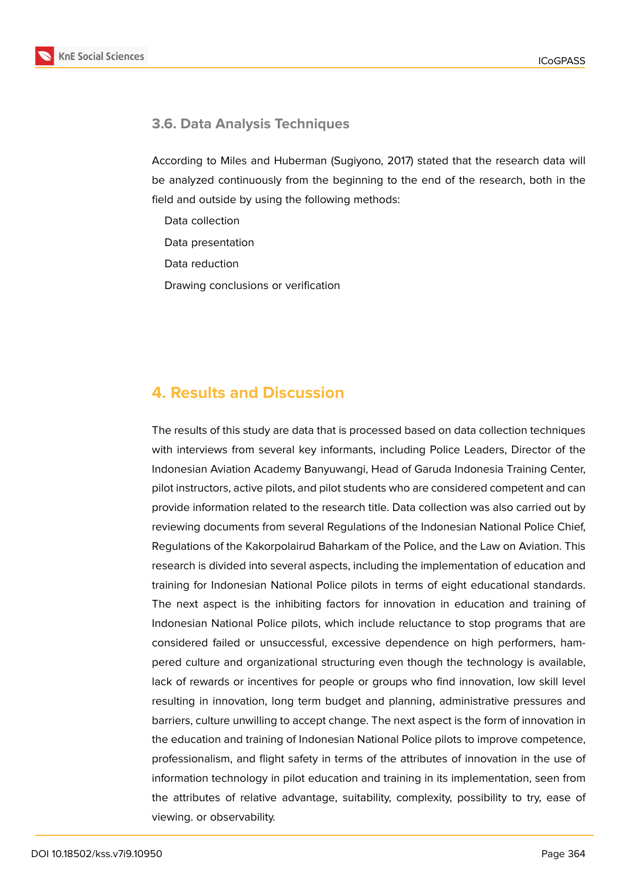### 3.6. Data Analysis Techniques

According to Miles and Huberman (Sugiyono, 2017) stated that the research data will be analyzed continuously from the beginning to the end of the research, both in the field and outside by using the following methods:

Data collection

Data presentation

Data reduction

Drawing conclusions or verification

## 4. Results and Discussion

The results of this study are data that is processed based on data collection techniques with interviews from several key informants, including Police Leaders, Director of the Indonesian Aviation Academy Banyuwangi, Head of Garuda Indonesia Training Center, pilot instructors, active pilots, and pilot students who are considered competent and can provide information related to the research title. Data collection was also carried out by reviewing documents from several Regulations of the Indonesian National Police Chief, Regulations of the Kakorpolairud Baharkam of the Police, and the Law on Aviation. This research is divided into several aspects, including the implementation of education and training for Indonesian National Police pilots in terms of eight educational standards. The next aspect is the inhibiting factors for innovation in education and training of Indonesian National Police pilots, which include reluctance to stop programs that are considered failed or unsuccessful, excessive dependence on high performers, hampered culture and organizational structuring even though the technology is available, lack of rewards or incentives for people or groups who find innovation, low skill level resulting in innovation, long term budget and planning, administrative pressures and barriers, culture unwilling to accept change. The next aspect is the form of innovation in the education and training of Indonesian National Police pilots to improve competence, professionalism, and flight safety in terms of the attributes of innovation in the use of information technology in pilot education and training in its implementation, seen from the attributes of relative advantage, suitability, complexity, possibility to try, ease of viewing. or observability.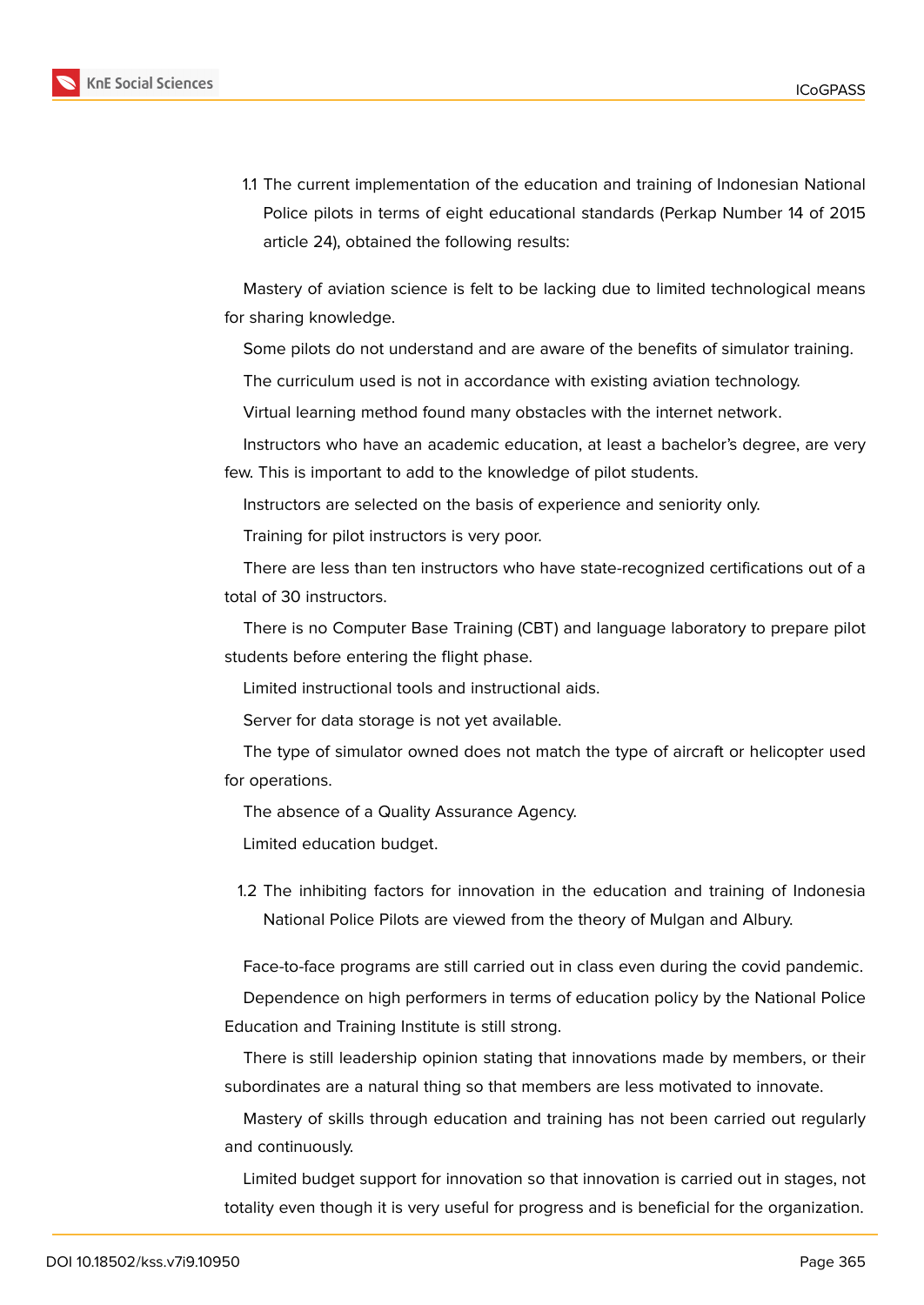1.1 The current implementation of the education and training of Indonesian National Police pilots in terms of eight educational standards (Perkap Number 14 of 2015 article 24), obtained the following results:

Mastery of aviation science is felt to be lacking due to limited technological means for sharing knowledge.

Some pilots do not understand and are aware of the benefits of simulator training.

The curriculum used is not in accordance with existing aviation technology.

Virtual learning method found many obstacles with the internet network.

Instructors who have an academic education, at least a bachelor's degree, are very few. This is important to add to the knowledge of pilot students.

Instructors are selected on the basis of experience and seniority only.

Training for pilot instructors is very poor.

There are less than ten instructors who have state-recognized certifications out of a total of 30 instructors.

There is no Computer Base Training (CBT) and language laboratory to prepare pilot students before entering the flight phase.

Limited instructional tools and instructional aids.

Server for data storage is not yet available.

The type of simulator owned does not match the type of aircraft or helicopter used for operations.

The absence of a Quality Assurance Agency.

Limited education budget.

1.2 The inhibiting factors for innovation in the education and training of Indonesia National Police Pilots are viewed from the theory of Mulgan and Albury.

Face-to-face programs are still carried out in class even during the covid pandemic.

Dependence on high performers in terms of education policy by the National Police Education and Training Institute is still strong.

There is still leadership opinion stating that innovations made by members, or their subordinates are a natural thing so that members are less motivated to innovate.

Mastery of skills through education and training has not been carried out regularly and continuously.

Limited budget support for innovation so that innovation is carried out in stages, not totality even though it is very useful for progress and is beneficial for the organization.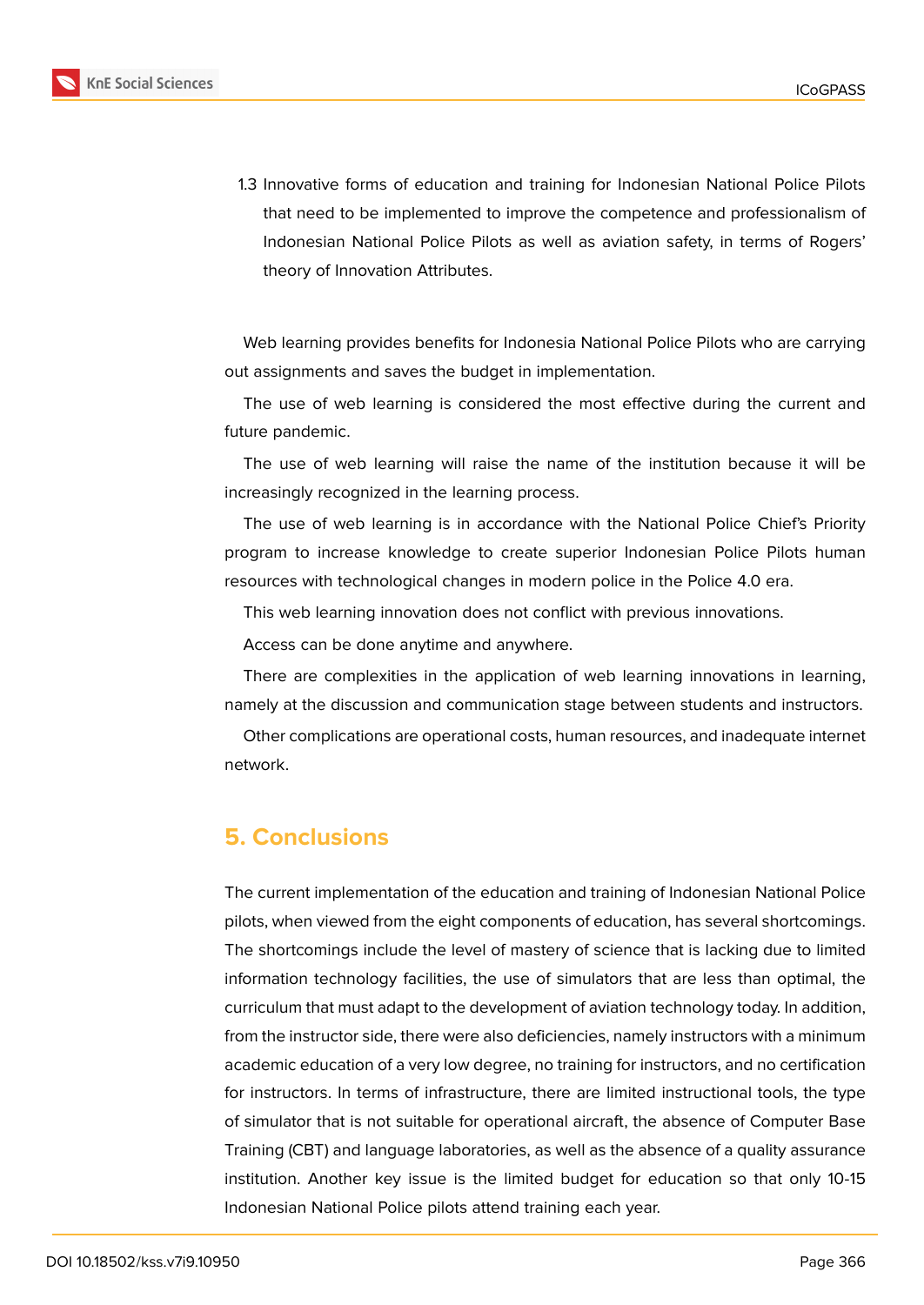1.3 Innovative forms of education and training for Indonesian National Police Pilots that need to be implemented to improve the competence and professionalism of Indonesian National Police Pilots as well as aviation safety, in terms of Rogers' theory of Innovation Attributes.

Web learning provides benefits for Indonesia National Police Pilots who are carrying out assignments and saves the budget in implementation.

The use of web learning is considered the most effective during the current and future pandemic.

The use of web learning will raise the name of the institution because it will be increasingly recognized in the learning process.

The use of web learning is in accordance with the National Police Chief's Priority program to increase knowledge to create superior Indonesian Police Pilots human resources with technological changes in modern police in the Police 4.0 era.

This web learning innovation does not conflict with previous innovations.

Access can be done anytime and anywhere.

There are complexities in the application of web learning innovations in learning, namely at the discussion and communication stage between students and instructors.

Other complications are operational costs, human resources, and inadequate internet network.

## 5. Conclusions

The current implementation of the education and training of Indonesian National Police pilots, when viewed from the eight components of education, has several shortcomings. The shortcomings include the level of mastery of science that is lacking due to limited information technology facilities, the use of simulators that are less than optimal, the curriculum that must adapt to the development of aviation technology today. In addition, from the instructor side, there were also deficiencies, namely instructors with a minimum academic education of a very low degree, no training for instructors, and no certification for instructors. In terms of infrastructure, there are limited instructional tools, the type of simulator that is not suitable for operational aircraft, the absence of Computer Base Training (CBT) and language laboratories, as well as the absence of a quality assurance institution. Another key issue is the limited budget for education so that only 10-15 Indonesian National Police pilots attend training each year.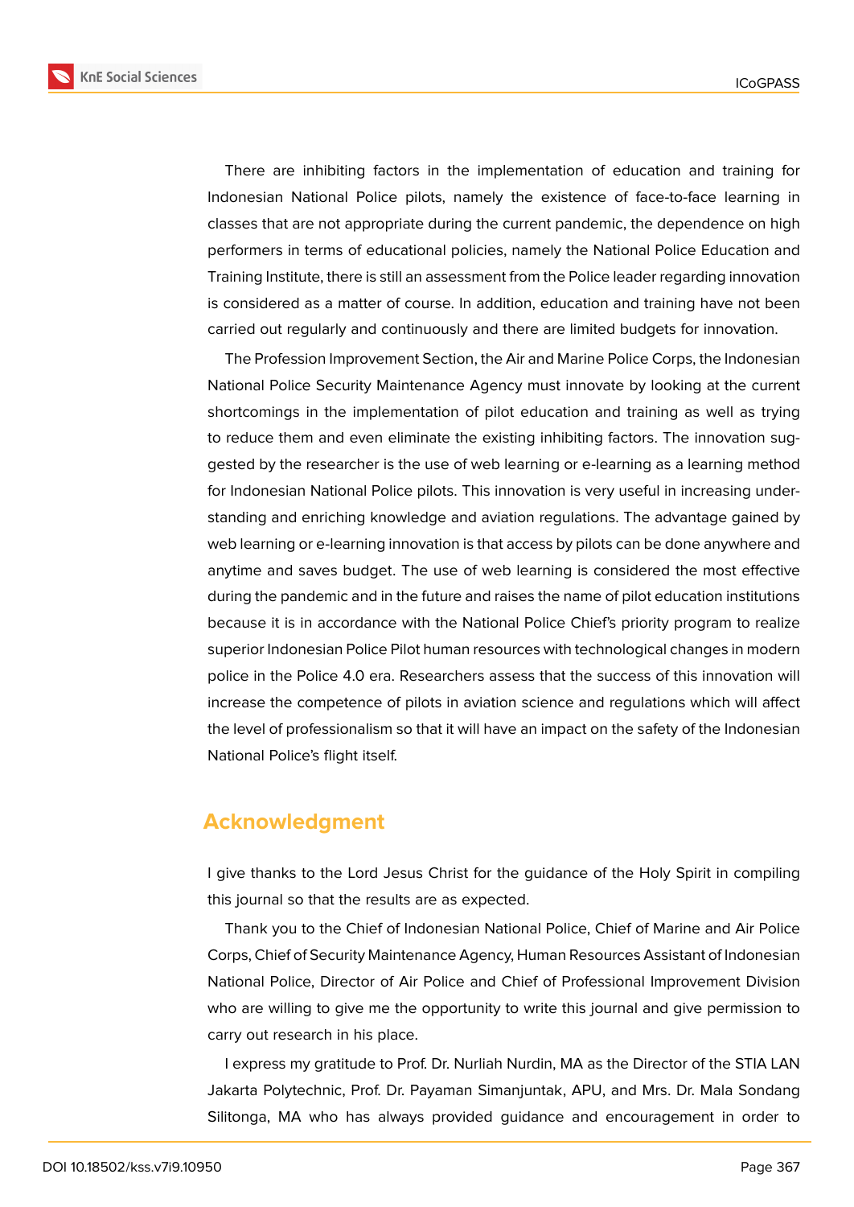There are inhibiting factors in the implementation of education and training for Indonesian National Police pilots, namely the existence of face-to-face learning in classes that are not appropriate during the current pandemic, the dependence on high performers in terms of educational policies, namely the National Police Education and Training Institute, there is still an assessment from the Police leader regarding innovation is considered as a matter of course. In addition, education and training have not been carried out regularly and continuously and there are limited budgets for innovation.

The Profession Improvement Section, the Air and Marine Police Corps, the Indonesian National Police Security Maintenance Agency must innovate by looking at the current shortcomings in the implementation of pilot education and training as well as trying to reduce them and even eliminate the existing inhibiting factors. The innovation suggested by the researcher is the use of web learning or e-learning as a learning method for Indonesian National Police pilots. This innovation is very useful in increasing understanding and enriching knowledge and aviation regulations. The advantage gained by web learning or e-learning innovation is that access by pilots can be done anywhere and anytime and saves budget. The use of web learning is considered the most effective during the pandemic and in the future and raises the name of pilot education institutions because it is in accordance with the National Police Chief's priority program to realize superior Indonesian Police Pilot human resources with technological changes in modern police in the Police 4.0 era. Researchers assess that the success of this innovation will increase the competence of pilots in aviation science and regulations which will affect the level of professionalism so that it will have an impact on the safety of the Indonesian National Police's flight itself.

## Acknowledgment

I give thanks to the Lord Jesus Christ for the guidance of the Holy Spirit in compiling this journal so that the results are as expected.

Thank you to the Chief of Indonesian National Police, Chief of Marine and Air Police Corps, Chief of Security Maintenance Agency, Human Resources Assistant of Indonesian National Police, Director of Air Police and Chief of Professional Improvement Division who are willing to give me the opportunity to write this journal and give permission to carry out research in his place.

I express my gratitude to Prof. Dr. Nurliah Nurdin, MA as the Director of the STIA LAN Jakarta Polytechnic, Prof. Dr. Payaman Simanjuntak, APU, and Mrs. Dr. Mala Sondang Silitonga, MA who has always provided guidance and encouragement in order to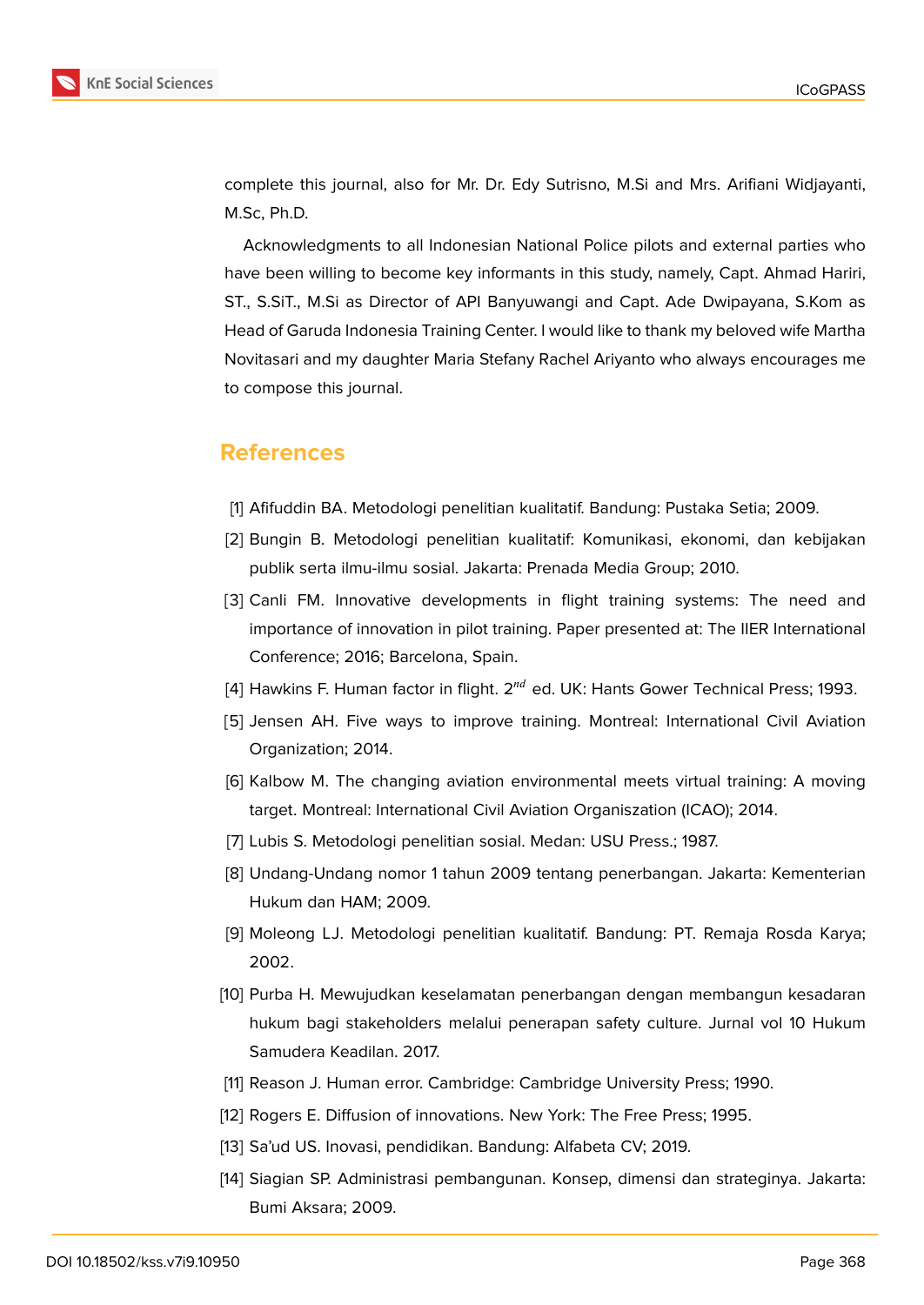complete this journal, also for Mr. Dr. Edy Sutrisno, M.Si and Mrs. Arifiani Widjayanti, M.Sc, Ph.D.

Acknowledgments to all Indonesian National Police pilots and external parties who have been willing to become key informants in this study, namely, Capt. Ahmad Hariri, ST., S.SiT., M.Si as Director of API Banyuwangi and Capt. Ade Dwipayana, S.Kom as Head of Garuda Indonesia Training Center. I would like to thank my beloved wife Martha Novitasari and my daughter Maria Stefany Rachel Ariyanto who always encourages me to compose this journal.

## References

[1] Afifuddin BA. Metodologi penelitian kualitatif. Bandung: Pustaka Setia; 2009.

[2] Bungin B. Metodologi penelitian kualitatif: Komunikasi, ekonomi, dan kebijakan publik serta ilmu-ilmu sosial. Jakarta: Prenada Media Group; 2010.

[3] Canli FM. Innovative developments in flight training systems: The need and importance of innovation in pilot training. Paper presented at: The IIER International Conference; 2016; Barcelona, Spain.

[4] Hawkins F. Human factor in flight. 2nd ed. UK: Hants Gower Technical Press; 1993.

[5] Jensen AH. Five ways to improve training. Montreal: International Civil Aviation Organization; 2014.

[6] Kalbow M. The changing aviation environmental meets virtual training: A moving target. Montreal: International Civil Aviation Organiszation (ICAO); 2014.

[7] Lubis S. Metodologi penelitian sosial. Medan: USU Press.; 1987.

[8] Undang-Undang nomor 1 tahun 2009 tentang penerbangan. Jakarta: Kementerian Hukum dan HAM; 2009.

[9] Moleong LJ. Metodologi penelitian kualitatif. Bandung: PT. Remaja Rosda Karya; 2002.

[10] Purba H. Mewujudkan keselamatan penerbangan dengan membangun kesadaran hukum bagi stakeholders melalui penerapan safety culture. Jurnal vol 10 Hukum Samudera Keadilan. 2017.

[11] Reason J. Human error. Cambridge: Cambridge University Press; 1990.

[12] Rogers E. Diffusion of innovations. New York: The Free Press; 1995.

[13] Sa'ud US. Inovasi, pendidikan. Bandung: Alfabeta CV; 2019.

[14] Siagian SP. Administrasi pembangunan. Konsep, dimensi dan strateginya. Jakarta: Bumi Aksara; 2009.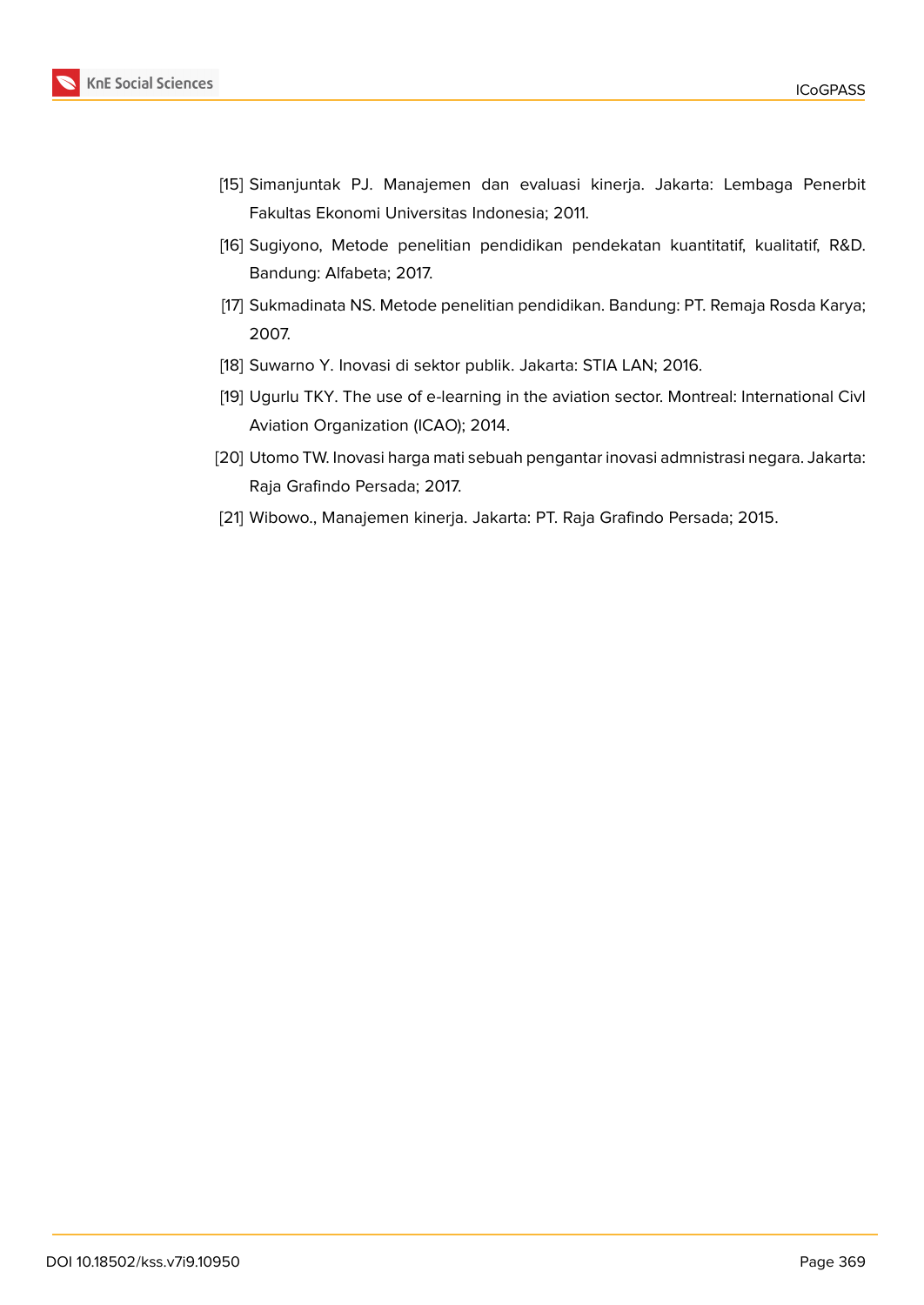[15] Simanjuntak PJ. Manajemen dan evaluasi kinerja. Jakarta: Lembaga Penerbit Fakultas Ekonomi Universitas Indonesia; 2011.

[16] Sugiyono, Metode penelitian pendidikan pendekatan kuantitatif, kualitatif, R&D. Bandung: Alfabeta; 2017.

[17] Sukmadinata NS. Metode penelitian pendidikan. Bandung: PT. Remaja Rosda Karya; 2007.

[18] Suwarno Y. Inovasi di sektor publik. Jakarta: STIA LAN; 2016.

[19] Ugurlu TKY. The use of e-learning in the aviation sector. Montreal: International Civl Aviation Organization (ICAO); 2014.

[20] Utomo TW. Inovasi harga mati sebuah pengantar inovasi admnistrasi negara. Jakarta: Raja Grafindo Persada; 2017.

[21] Wibowo., Manajemen kinerja. Jakarta: PT. Raja Grafindo Persada; 2015.